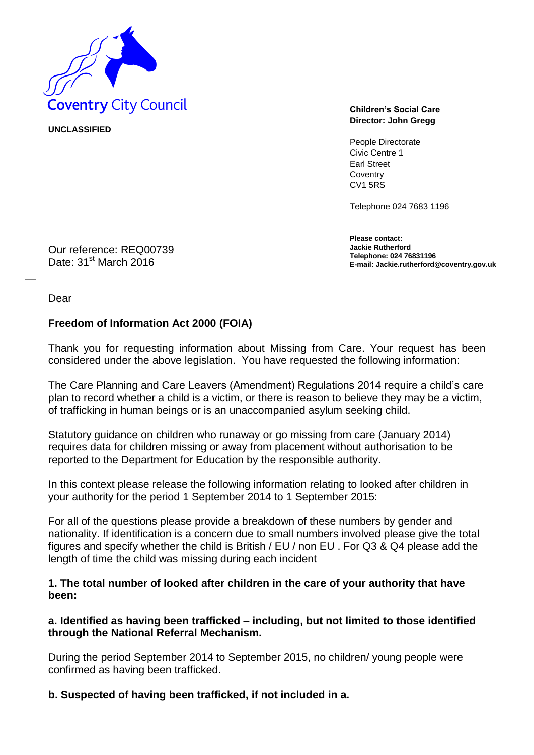Coventry City Council

**UNCLASSIFIED**

**Children's Social Care**
**Director: John Gregg**

People Directorate
Civic Centre 1
Earl Street
Coventry
CV1 5RS

Telephone 024 7683 1196

**Please contact:**
**Jackie Rutherford**
**Telephone: 024 76831196**
**E-mail: Jackie.rutherford@coventry.gov.uk**

Our reference: REQ00739
Date: 31st March 2016

Dear

**Freedom of Information Act 2000 (FOIA)**

Thank you for requesting information about Missing from Care. Your request has been considered under the above legislation. You have requested the following information:

The Care Planning and Care Leavers (Amendment) Regulations 2014 require a child's care plan to record whether a child is a victim, or there is reason to believe they may be a victim, of trafficking in human beings or is an unaccompanied asylum seeking child.

Statutory guidance on children who runaway or go missing from care (January 2014) requires data for children missing or away from placement without authorisation to be reported to the Department for Education by the responsible authority.

In this context please release the following information relating to looked after children in your authority for the period 1 September 2014 to 1 September 2015:

For all of the questions please provide a breakdown of these numbers by gender and nationality. If identification is a concern due to small numbers involved please give the total figures and specify whether the child is British / EU / non EU . For Q3 & Q4 please add the length of time the child was missing during each incident

**1. The total number of looked after children in the care of your authority that have been:**

**a. Identified as having been trafficked – including, but not limited to those identified through the National Referral Mechanism.**

During the period September 2014 to September 2015, no children/ young people were confirmed as having been trafficked.

**b. Suspected of having been trafficked, if not included in a.**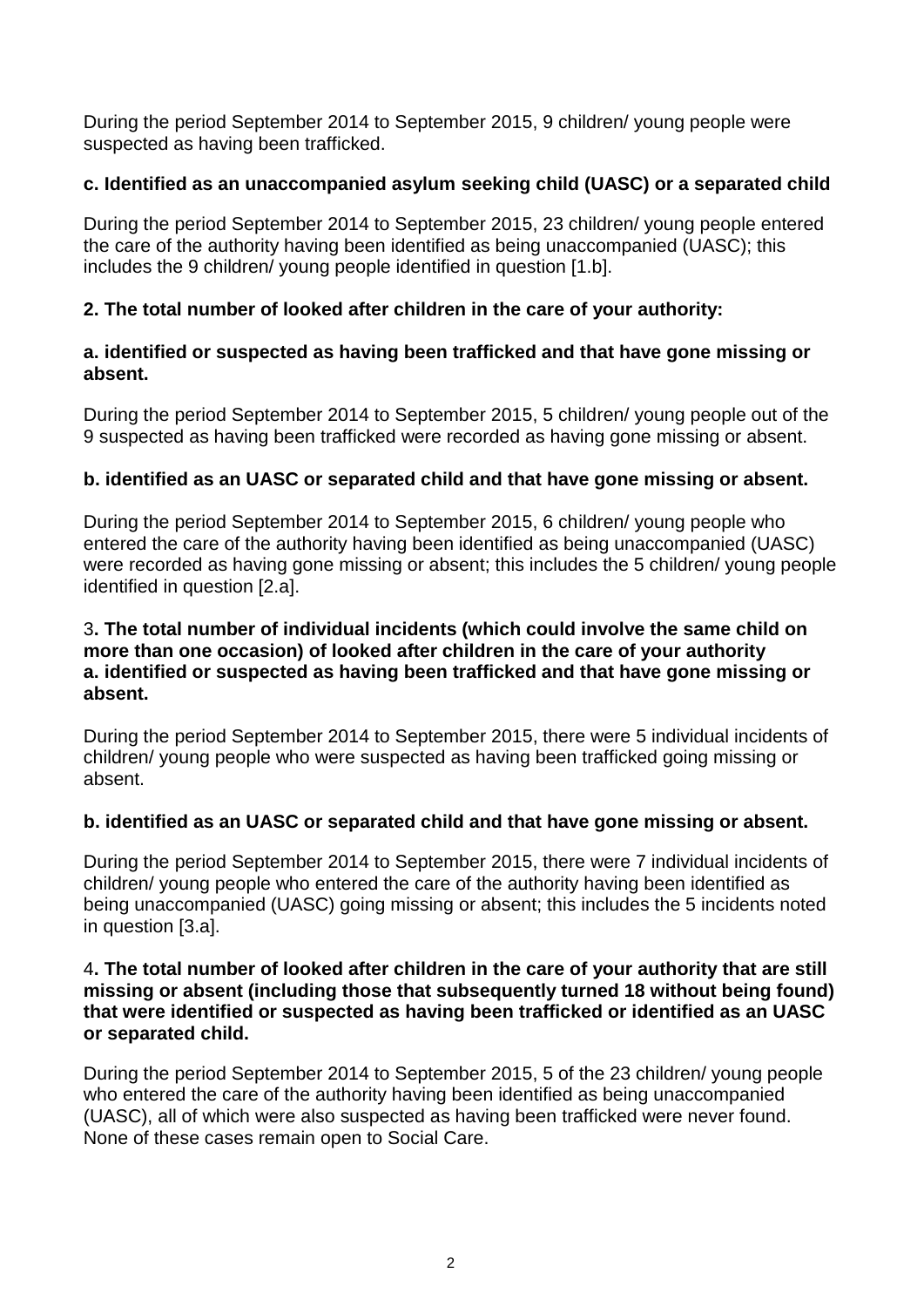During the period September 2014 to September 2015, 9 children/ young people were suspected as having been trafficked.

**c. Identified as an unaccompanied asylum seeking child (UASC) or a separated child**

During the period September 2014 to September 2015, 23 children/ young people entered the care of the authority having been identified as being unaccompanied (UASC); this includes the 9 children/ young people identified in question [1.b].

**2. The total number of looked after children in the care of your authority:**

**a. identified or suspected as having been trafficked and that have gone missing or absent.**

During the period September 2014 to September 2015, 5 children/ young people out of the 9 suspected as having been trafficked were recorded as having gone missing or absent.

**b. identified as an UASC or separated child and that have gone missing or absent.**

During the period September 2014 to September 2015, 6 children/ young people who entered the care of the authority having been identified as being unaccompanied (UASC) were recorded as having gone missing or absent; this includes the 5 children/ young people identified in question [2.a].

3**. The total number of individual incidents (which could involve the same child on more than one occasion) of looked after children in the care of your authority**
**a. identified or suspected as having been trafficked and that have gone missing or absent.**

During the period September 2014 to September 2015, there were 5 individual incidents of children/ young people who were suspected as having been trafficked going missing or absent.

**b. identified as an UASC or separated child and that have gone missing or absent.**

During the period September 2014 to September 2015, there were 7 individual incidents of children/ young people who entered the care of the authority having been identified as being unaccompanied (UASC) going missing or absent; this includes the 5 incidents noted in question [3.a].

4**. The total number of looked after children in the care of your authority that are still missing or absent (including those that subsequently turned 18 without being found) that were identified or suspected as having been trafficked or identified as an UASC or separated child.**

During the period September 2014 to September 2015, 5 of the 23 children/ young people who entered the care of the authority having been identified as being unaccompanied (UASC), all of which were also suspected as having been trafficked were never found. None of these cases remain open to Social Care.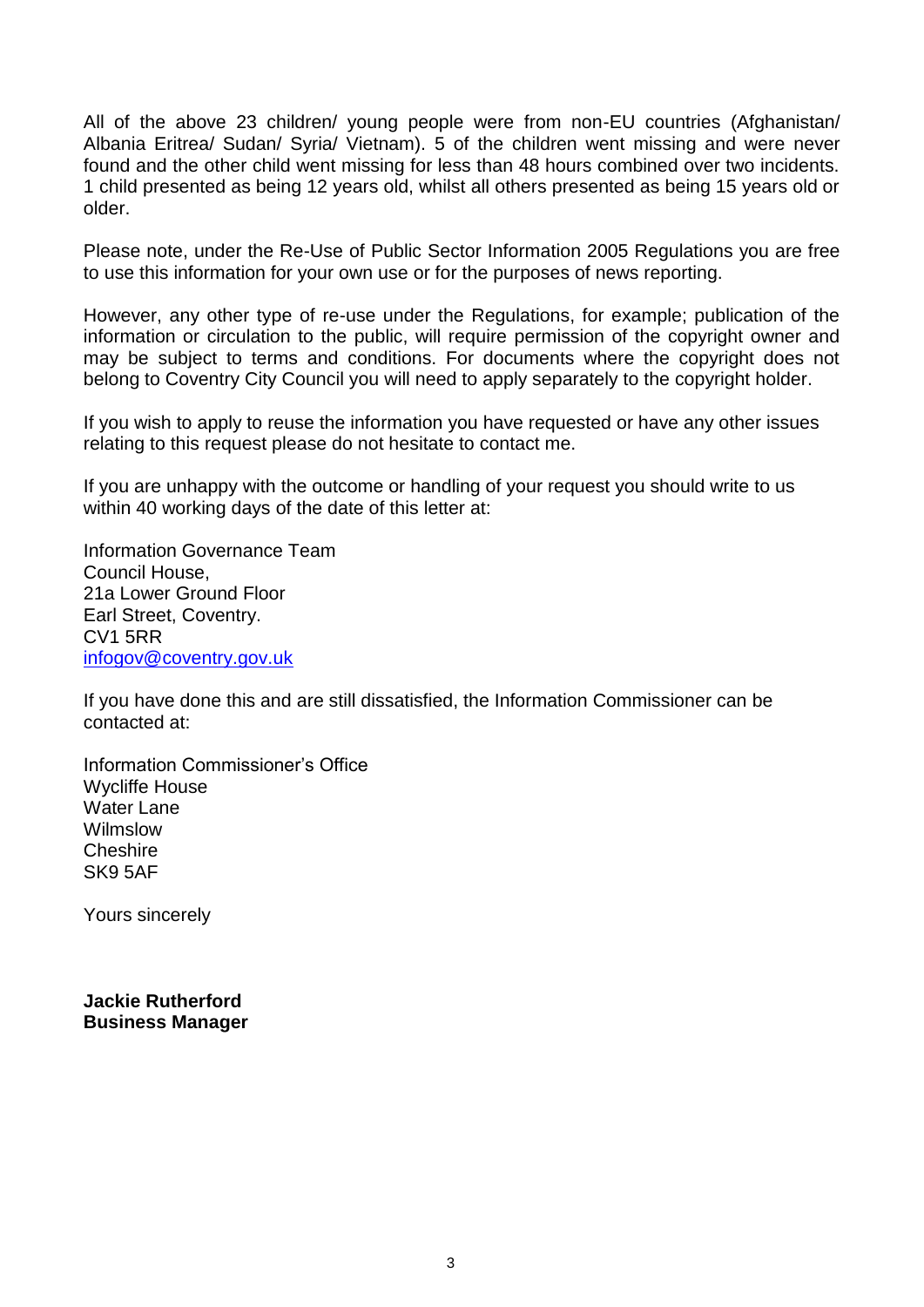All of the above 23 children/ young people were from non-EU countries (Afghanistan/ Albania Eritrea/ Sudan/ Syria/ Vietnam). 5 of the children went missing and were never found and the other child went missing for less than 48 hours combined over two incidents. 1 child presented as being 12 years old, whilst all others presented as being 15 years old or older.

Please note, under the Re-Use of Public Sector Information 2005 Regulations you are free to use this information for your own use or for the purposes of news reporting.

However, any other type of re-use under the Regulations, for example; publication of the information or circulation to the public, will require permission of the copyright owner and may be subject to terms and conditions. For documents where the copyright does not belong to Coventry City Council you will need to apply separately to the copyright holder.

If you wish to apply to reuse the information you have requested or have any other issues relating to this request please do not hesitate to contact me.

If you are unhappy with the outcome or handling of your request you should write to us within 40 working days of the date of this letter at:

Information Governance Team
Council House,
21a Lower Ground Floor
Earl Street, Coventry.
CV1 5RR
infogov@coventry.gov.uk

If you have done this and are still dissatisfied, the Information Commissioner can be contacted at:

Information Commissioner's Office
Wycliffe House
Water Lane
Wilmslow
Cheshire
SK9 5AF

Yours sincerely

**Jackie Rutherford**
**Business Manager**